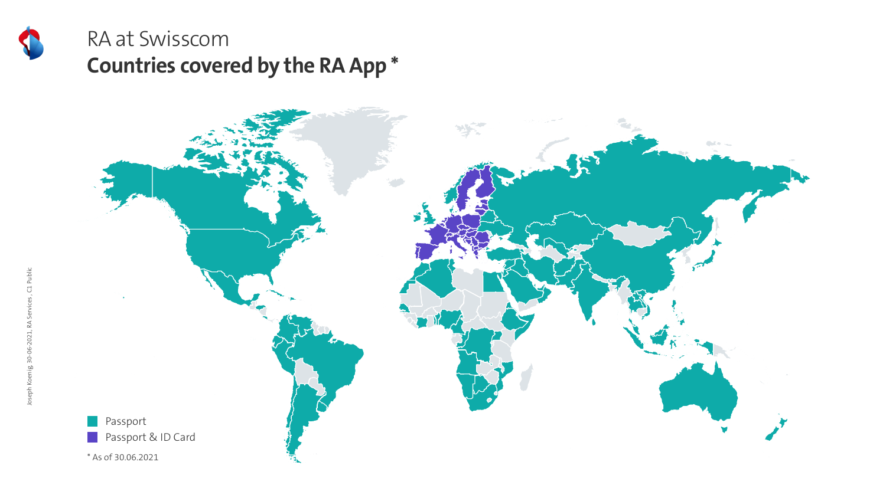# RA at Swisscom

## Countries covered by the RA App *

- Passport
- Passport & ID Card

* As of 30.06.2021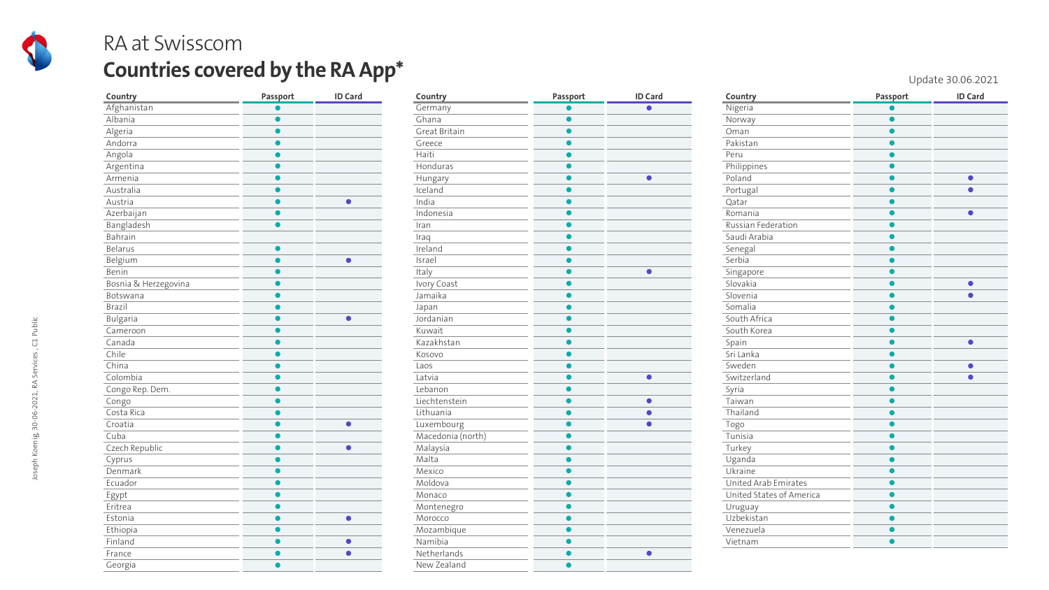RA at Swisscom

# Countries covered by the RA App*

Update 30.06.2021

| Country | Passport | ID Card |
|---|---|---|
| Afghanistan | ● | |
| Albania | ● | |
| Algeria | ● | |
| Andorra | ● | |
| Angola | ● | |
| Argentina | ● | |
| Armenia | ● | |
| Australia | ● | |
| Austria | ● | ● |
| Azerbaijan | ● | |
| Bangladesh | ● | |
| Bahrain | | |
| Belarus | ● | |
| Belgium | ● | ● |
| Benin | ● | |
| Bosnia & Herzegovina | ● | |
| Botswana | ● | |
| Brazil | ● | |
| Bulgaria | ● | ● |
| Cameroon | ● | |
| Canada | ● | |
| Chile | ● | |
| China | ● | |
| Colombia | ● | |
| Congo Rep. Dem. | ● | |
| Congo | ● | |
| Costa Rica | ● | |
| Croatia | ● | ● |
| Cuba | ● | |
| Czech Republic | ● | ● |
| Cyprus | ● | |
| Denmark | ● | |
| Ecuador | ● | |
| Egypt | ● | |
| Eritrea | ● | |
| Estonia | ● | ● |
| Ethiopia | ● | |
| Finland | ● | ● |
| France | ● | ● |
| Georgia | ● | |
| Germany | ● | ● |
| Ghana | ● | |
| Great Britain | ● | |
| Greece | ● | |
| Haiti | ● | |
| Honduras | ● | |
| Hungary | ● | ● |
| Iceland | ● | |
| India | ● | |
| Indonesia | ● | |
| Iran | ● | |
| Iraq | ● | |
| Ireland | ● | |
| Israel | ● | |
| Italy | ● | ● |
| Ivory Coast | ● | |
| Jamaika | ● | |
| Japan | ● | |
| Jordanian | ● | |
| Kuwait | ● | |
| Kazakhstan | ● | |
| Kosovo | ● | |
| Laos | ● | |
| Latvia | ● | ● |
| Lebanon | ● | |
| Liechtenstein | ● | ● |
| Lithuania | ● | ● |
| Luxembourg | ● | ● |
| Macedonia (north) | ● | |
| Malaysia | ● | |
| Malta | ● | |
| Mexico | ● | |
| Moldova | ● | |
| Monaco | ● | |
| Montenegro | ● | |
| Morocco | ● | |
| Mozambique | ● | |
| Namibia | ● | |
| Netherlands | ● | ● |
| New Zealand | ● | |
| Nigeria | ● | |
| Norway | ● | |
| Oman | ● | |
| Pakistan | ● | |
| Peru | ● | |
| Philippines | ● | |
| Poland | ● | ● |
| Portugal | ● | ● |
| Qatar | ● | |
| Romania | ● | ● |
| Russian Federation | ● | |
| Saudi Arabia | ● | |
| Senegal | ● | |
| Serbia | ● | |
| Singapore | ● | |
| Slovakia | ● | ● |
| Slovenia | ● | ● |
| Somalia | ● | |
| South Africa | ● | |
| South Korea | ● | |
| Spain | ● | ● |
| Sri Lanka | ● | |
| Sweden | ● | ● |
| Switzerland | ● | ● |
| Syria | ● | |
| Taiwan | ● | |
| Thailand | ● | |
| Togo | ● | |
| Tunisia | ● | |
| Turkey | ● | |
| Uganda | ● | |
| Ukraine | ● | |
| United Arab Emirates | ● | |
| United States of America | ● | |
| Uruguay | ● | |
| Uzbekistan | ● | |
| Venezuela | ● | |
| Vietnam | ● | |

Joseph Koenig, 30-06-2021, RA Services, C1 Public